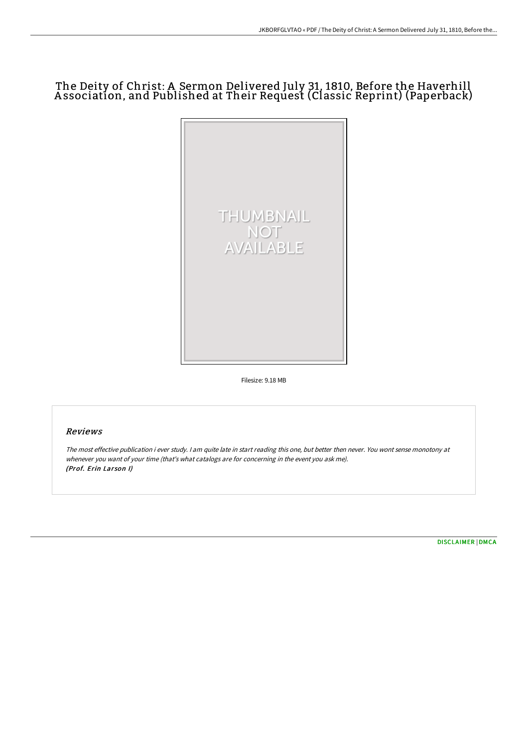# The Deity of Christ: A Sermon Delivered July 31, 1810, Before the Haverhill Association, and Published at Their Request (Classic Reprint) (Paperback)

THUMBNAIL NOT AVAILABLE

Filesize: 9.18 MB

## Reviews

*The most effective publication i ever study. I am quite late in start reading this one, but better then never. You wont sense monotony at whenever you want of your time (that's what catalogs are for concerning in the event you ask me).*
*(Prof. Erin Larson I)*

[DISCLAIMER](#) | [DMCA](#)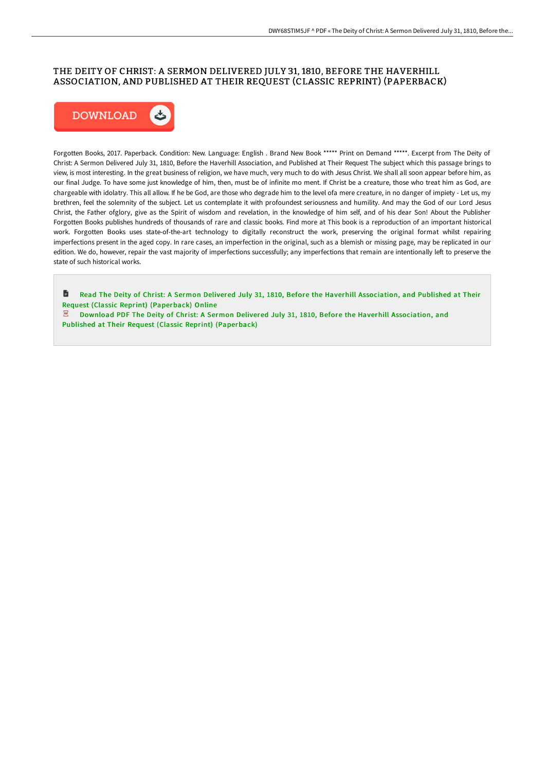# THE DEITY OF CHRIST: A SERMON DELIVERED JULY 31, 1810, BEFORE THE HAVERHILL ASSOCIATION, AND PUBLISHED AT THEIR REQUEST (CLASSIC REPRINT) (PAPERBACK)

Forgotten Books, 2017. Paperback. Condition: New. Language: English . Brand New Book ***** Print on Demand *****. Excerpt from The Deity of Christ: A Sermon Delivered July 31, 1810, Before the Haverhill Association, and Published at Their Request The subject which this passage brings to view, is most interesting. In the great business of religion, we have much, very much to do with Jesus Christ. We shall all soon appear before him, as our final Judge. To have some just knowledge of him, then, must be of infinite mo ment. If Christ be a creature, those who treat him as God, are chargeable with idolatry. This all allow. If he be God, are those who degrade him to the level ofa mere creature, in no danger of impiety - Let us, my brethren, feel the solemnity of the subject. Let us contemplate it with profoundest seriousness and humility. And may the God of our Lord Jesus Christ, the Father ofglory, give as the Spirit of wisdom and revelation, in the knowledge of him self, and of his dear Son! About the Publisher Forgotten Books publishes hundreds of thousands of rare and classic books. Find more at This book is a reproduction of an important historical work. Forgotten Books uses state-of-the-art technology to digitally reconstruct the work, preserving the original format whilst repairing imperfections present in the aged copy. In rare cases, an imperfection in the original, such as a blemish or missing page, may be replicated in our edition. We do, however, repair the vast majority of imperfections successfully; any imperfections that remain are intentionally left to preserve the state of such historical works.

Read The Deity of Christ: A Sermon Delivered July 31, 1810, Before the Haverhill Association, and Published at Their Request (Classic Reprint) (Paperback) Online

Download PDF The Deity of Christ: A Sermon Delivered July 31, 1810, Before the Haverhill Association, and Published at Their Request (Classic Reprint) (Paperback)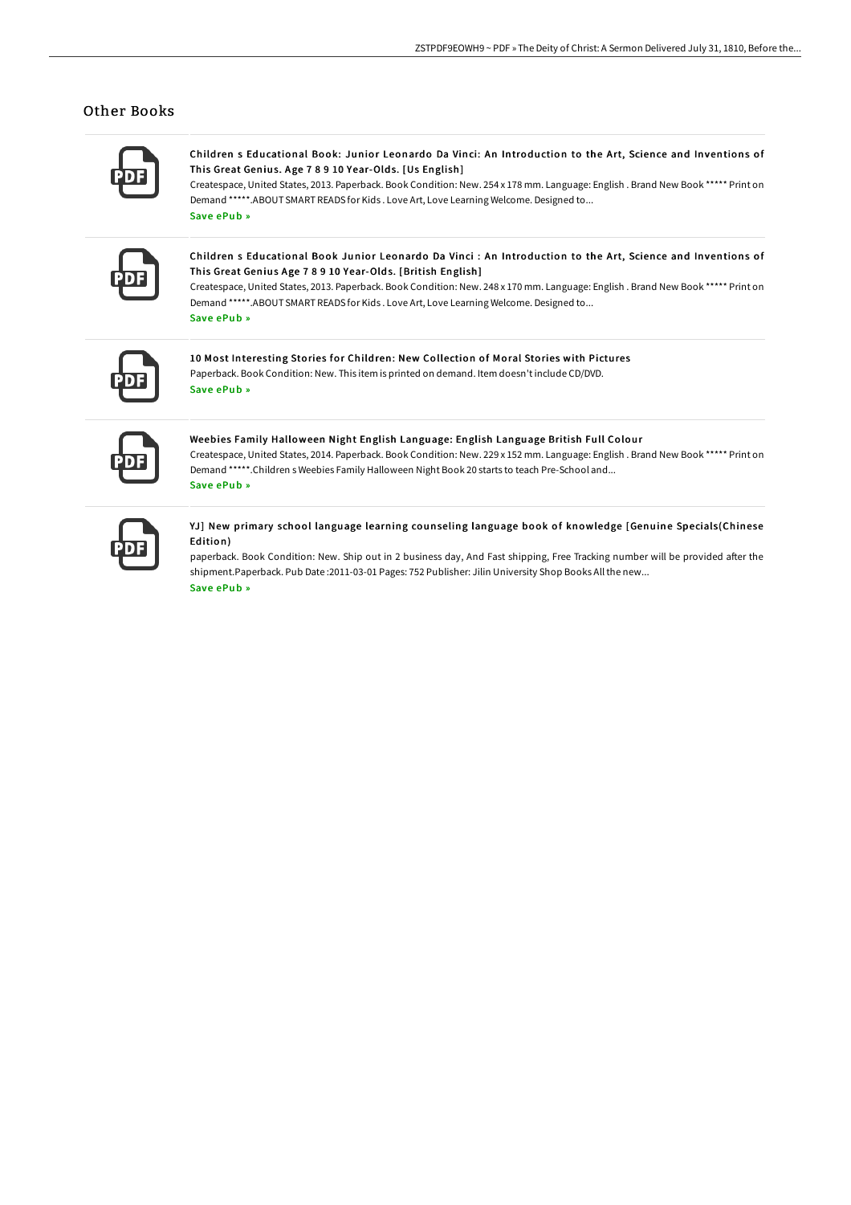## Other Books

**Children s Educational Book: Junior Leonardo Da Vinci: An Introduction to the Art, Science and Inventions of This Great Genius. Age 7 8 9 10 Year-Olds. [Us English]**

Createspace, United States, 2013. Paperback. Book Condition: New. 254 x 178 mm. Language: English . Brand New Book ***** Print on Demand *****.ABOUT SMART READS for Kids . Love Art, Love Learning Welcome. Designed to...

Save ePub »

**Children s Educational Book Junior Leonardo Da Vinci : An Introduction to the Art, Science and Inventions of This Great Genius Age 7 8 9 10 Year-Olds. [British English]**

Createspace, United States, 2013. Paperback. Book Condition: New. 248 x 170 mm. Language: English . Brand New Book ***** Print on Demand *****.ABOUT SMART READS for Kids . Love Art, Love Learning Welcome. Designed to...

Save ePub »

**10 Most Interesting Stories for Children: New Collection of Moral Stories with Pictures**

Paperback. Book Condition: New. This item is printed on demand. Item doesn't include CD/DVD.

Save ePub »

**Weebies Family Halloween Night English Language: English Language British Full Colour**

Createspace, United States, 2014. Paperback. Book Condition: New. 229 x 152 mm. Language: English . Brand New Book ***** Print on Demand *****.Children s Weebies Family Halloween Night Book 20 starts to teach Pre-School and...

Save ePub »

**YJ] New primary school language learning counseling language book of knowledge [Genuine Specials(Chinese Edition)**

paperback. Book Condition: New. Ship out in 2 business day, And Fast shipping, Free Tracking number will be provided after the shipment.Paperback. Pub Date :2011-03-01 Pages: 752 Publisher: Jilin University Shop Books All the new...

Save ePub »